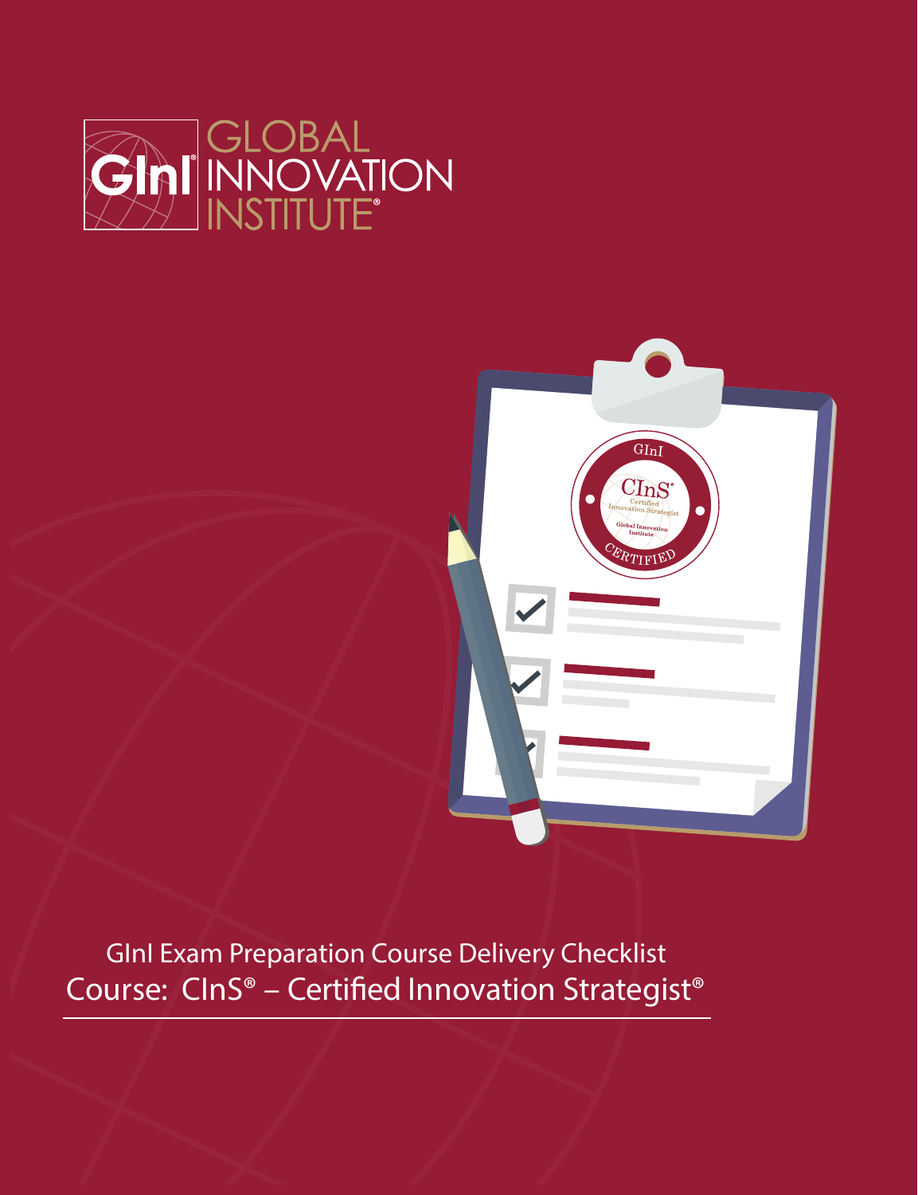GInI® GLOBAL INNOVATION INSTITUTE®

# GInI Exam Preparation Course Delivery Checklist

## Course: CInS® – Certified Innovation Strategist®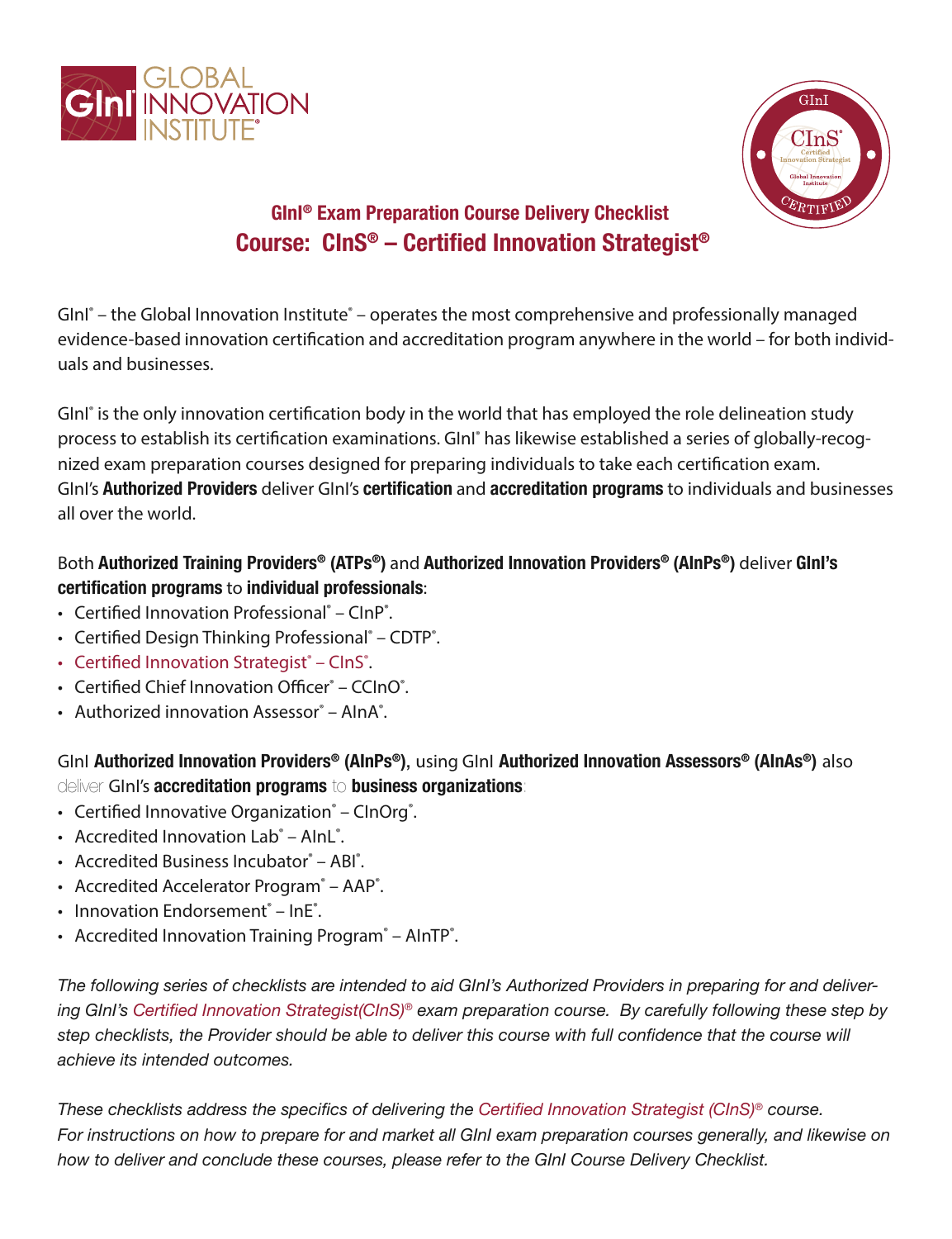## GInI® Exam Preparation Course Delivery Checklist

# Course: CInS® – Certified Innovation Strategist®

GInI® – the Global Innovation Institute® – operates the most comprehensive and professionally managed evidence-based innovation certification and accreditation program anywhere in the world – for both individuals and businesses.

GInI® is the only innovation certification body in the world that has employed the role delineation study process to establish its certification examinations. GInI® has likewise established a series of globally-recognized exam preparation courses designed for preparing individuals to take each certification exam. GInI's **Authorized Providers** deliver GInI's **certification** and **accreditation programs** to individuals and businesses all over the world.

Both **Authorized Training Providers® (ATPs®)** and **Authorized Innovation Providers® (AInPs®)** deliver **GInI's certification programs** to **individual professionals**:

- Certified Innovation Professional® – CInP®.
- Certified Design Thinking Professional® – CDTP®.
- Certified Innovation Strategist® – CInS®.
- Certified Chief Innovation Officer® – CCInO®.
- Authorized innovation Assessor® – AInA®.

GInI **Authorized Innovation Providers® (AInPs®)**, using GInI **Authorized Innovation Assessors® (AInAs®)** also deliver GInI's **accreditation programs** to **business organizations**:

- Certified Innovative Organization® – CInOrg®.
- Accredited Innovation Lab® – AInL®.
- Accredited Business Incubator® – ABI®.
- Accredited Accelerator Program® – AAP®.
- Innovation Endorsement® – InE®.
- Accredited Innovation Training Program® – AInTP®.

*The following series of checklists are intended to aid GInI's Authorized Providers in preparing for and delivering GInI's Certified Innovation Strategist(CInS)® exam preparation course. By carefully following these step by step checklists, the Provider should be able to deliver this course with full confidence that the course will achieve its intended outcomes.*

*These checklists address the specifics of delivering the Certified Innovation Strategist (CInS)® course. For instructions on how to prepare for and market all GInI exam preparation courses generally, and likewise on how to deliver and conclude these courses, please refer to the GInI Course Delivery Checklist.*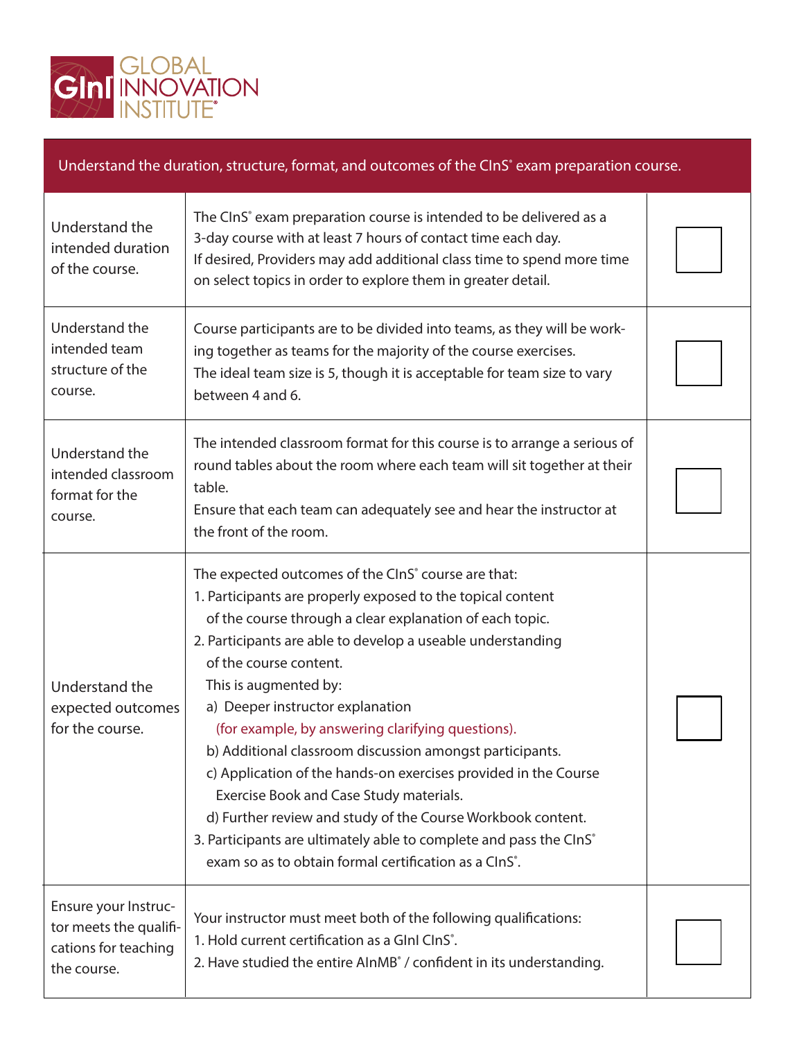| Understand the duration, structure, format, and outcomes of the CInS® exam preparation course. | | |
|---|---|---|
| Understand the intended duration of the course. | The CInS® exam preparation course is intended to be delivered as a 3-day course with at least 7 hours of contact time each day.<br>If desired, Providers may add additional class time to spend more time on select topics in order to explore them in greater detail. | ☐ |
| Understand the intended team structure of the course. | Course participants are to be divided into teams, as they will be working together as teams for the majority of the course exercises.<br>The ideal team size is 5, though it is acceptable for team size to vary between 4 and 6. | ☐ |
| Understand the intended classroom format for the course. | The intended classroom format for this course is to arrange a serious of round tables about the room where each team will sit together at their table.<br>Ensure that each team can adequately see and hear the instructor at the front of the room. | ☐ |
| Understand the expected outcomes for the course. | The expected outcomes of the CInS® course are that:<br>1. Participants are properly exposed to the topical content of the course through a clear explanation of each topic.<br>2. Participants are able to develop a useable understanding of the course content.<br>This is augmented by:<br>a) Deeper instructor explanation (for example, by answering clarifying questions).<br>b) Additional classroom discussion amongst participants.<br>c) Application of the hands-on exercises provided in the Course Exercise Book and Case Study materials.<br>d) Further review and study of the Course Workbook content.<br>3. Participants are ultimately able to complete and pass the CInS® exam so as to obtain formal certification as a CInS®. | ☐ |
| Ensure your Instructor meets the qualifications for teaching the course. | Your instructor must meet both of the following qualifications:<br>1. Hold current certification as a GInI CInS®.<br>2. Have studied the entire AInMB® / confident in its understanding. | ☐ |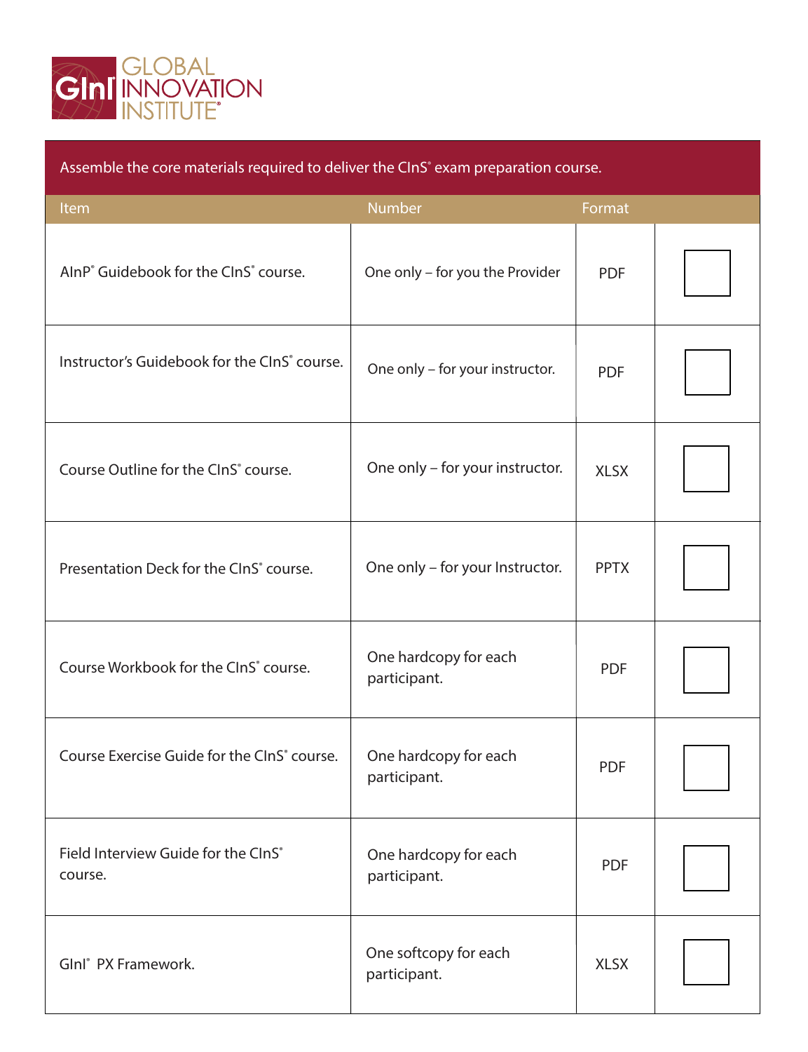GInI GLOBAL INNOVATION INSTITUTE®

| Assemble the core materials required to deliver the CInS® exam preparation course. | | | |
|---|---|---|---|
| Item | Number | Format | |
| AInP® Guidebook for the CInS® course. | One only – for you the Provider | PDF | ☐ |
| Instructor's Guidebook for the CInS® course. | One only – for your instructor. | PDF | ☐ |
| Course Outline for the CInS® course. | One only – for your instructor. | XLSX | ☐ |
| Presentation Deck for the CInS® course. | One only – for your Instructor. | PPTX | ☐ |
| Course Workbook for the CInS® course. | One hardcopy for each participant. | PDF | ☐ |
| Course Exercise Guide for the CInS® course. | One hardcopy for each participant. | PDF | ☐ |
| Field Interview Guide for the CInS® course. | One hardcopy for each participant. | PDF | ☐ |
| GInI® PX Framework. | One softcopy for each participant. | XLSX | ☐ |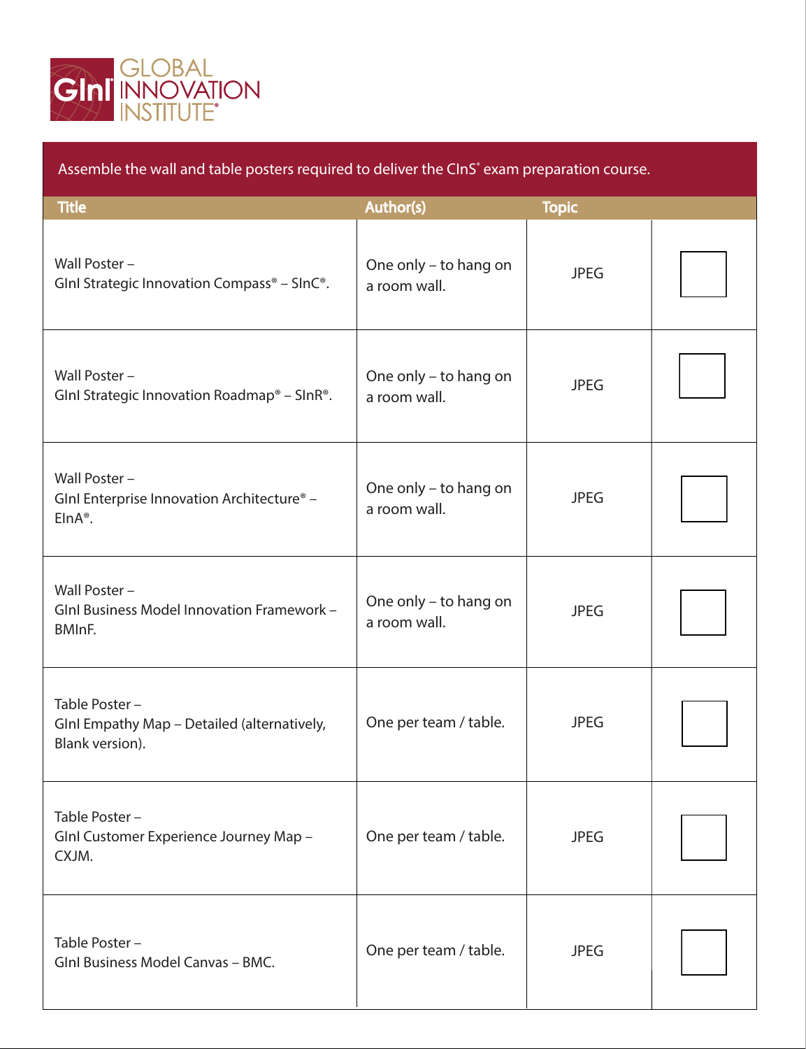GInI GLOBAL INNOVATION INSTITUTE®

Assemble the wall and table posters required to deliver the CInS® exam preparation course.

| Title | Author(s) | Topic | |
|---|---|---|---|
| Wall Poster – GInI Strategic Innovation Compass® – SInC®. | One only – to hang on a room wall. | JPEG | ☐ |
| Wall Poster – GInI Strategic Innovation Roadmap® – SInR®. | One only – to hang on a room wall. | JPEG | ☐ |
| Wall Poster – GInI Enterprise Innovation Architecture® – EInA®. | One only – to hang on a room wall. | JPEG | ☐ |
| Wall Poster – GInI Business Model Innovation Framework – BMInF. | One only – to hang on a room wall. | JPEG | ☐ |
| Table Poster – GInI Empathy Map – Detailed (alternatively, Blank version). | One per team / table. | JPEG | ☐ |
| Table Poster – GInI Customer Experience Journey Map – CXJM. | One per team / table. | JPEG | ☐ |
| Table Poster – GInI Business Model Canvas – BMC. | One per team / table. | JPEG | ☐ |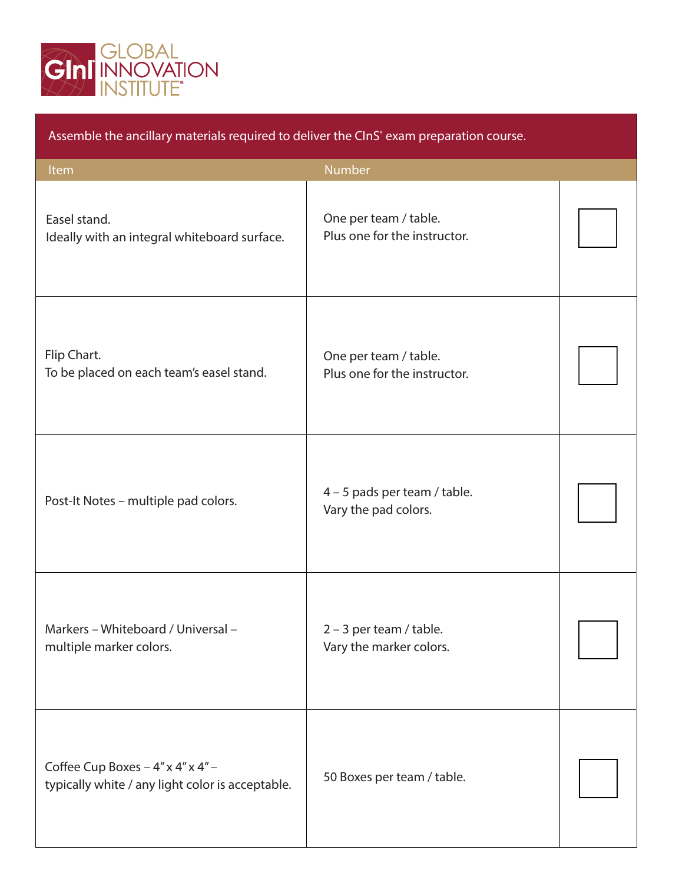GLOBAL INNOVATION INSTITUTE®

Assemble the ancillary materials required to deliver the CInS® exam preparation course.

| Item | Number | |
|---|---|---|
| Easel stand.<br>Ideally with an integral whiteboard surface. | One per team / table.<br>Plus one for the instructor. | ☐ |
| Flip Chart.<br>To be placed on each team's easel stand. | One per team / table.<br>Plus one for the instructor. | ☐ |
| Post-It Notes – multiple pad colors. | 4 – 5 pads per team / table.<br>Vary the pad colors. | ☐ |
| Markers – Whiteboard / Universal – multiple marker colors. | 2 – 3 per team / table.<br>Vary the marker colors. | ☐ |
| Coffee Cup Boxes – 4" x 4" x 4" – typically white / any light color is acceptable. | 50 Boxes per team / table. | ☐ |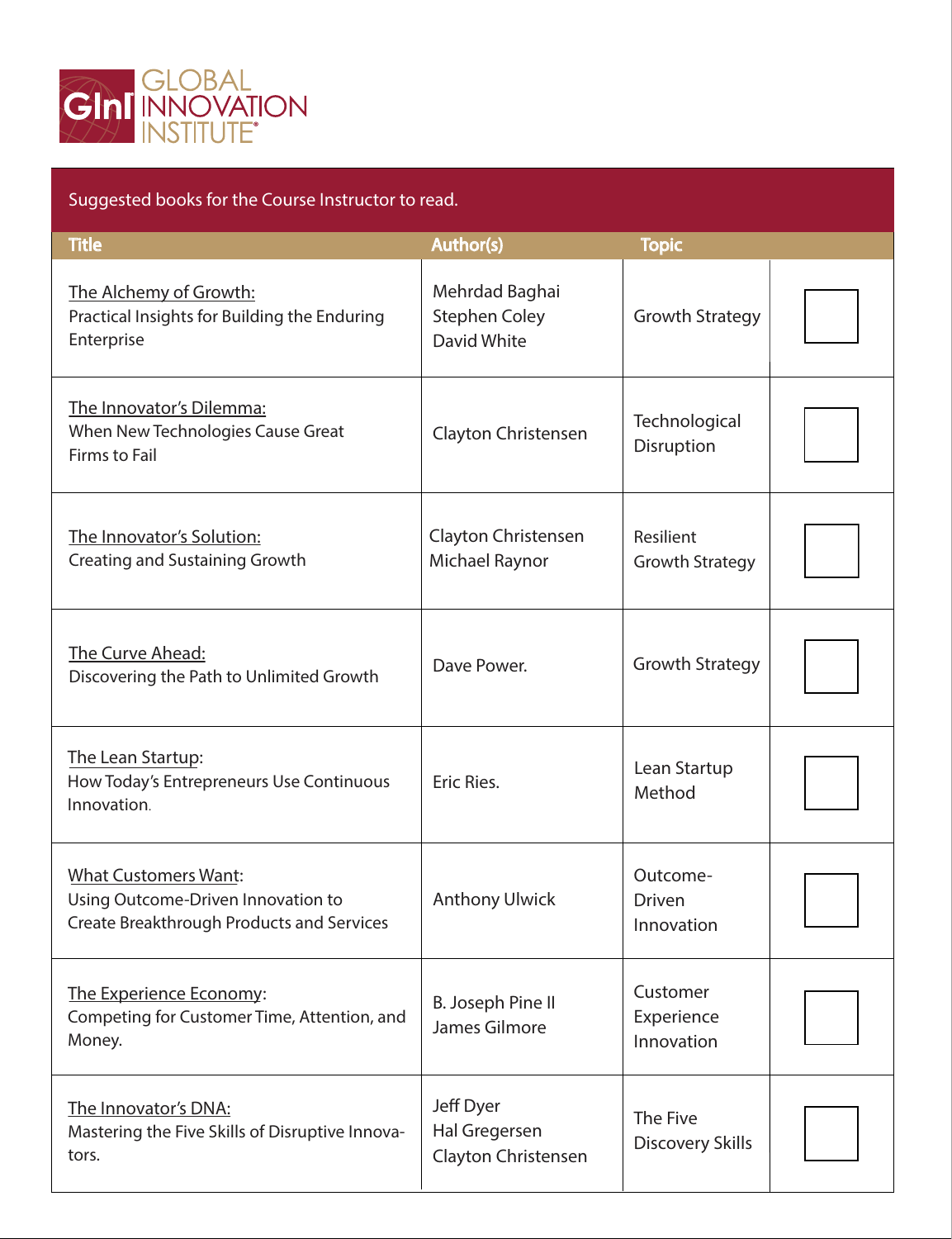GLOBAL INNOVATION INSTITUTE

Suggested books for the Course Instructor to read.

| Title | Author(s) | Topic | |
|---|---|---|---|
| The Alchemy of Growth: Practical Insights for Building the Enduring Enterprise | Mehrdad Baghai<br>Stephen Coley<br>David White | Growth Strategy | ☐ |
| The Innovator's Dilemma: When New Technologies Cause Great Firms to Fail | Clayton Christensen | Technological Disruption | ☐ |
| The Innovator's Solution: Creating and Sustaining Growth | Clayton Christensen<br>Michael Raynor | Resilient Growth Strategy | ☐ |
| The Curve Ahead: Discovering the Path to Unlimited Growth | Dave Power. | Growth Strategy | ☐ |
| The Lean Startup: How Today's Entrepreneurs Use Continuous Innovation. | Eric Ries. | Lean Startup Method | ☐ |
| What Customers Want: Using Outcome-Driven Innovation to Create Breakthrough Products and Services | Anthony Ulwick | Outcome-Driven Innovation | ☐ |
| The Experience Economy: Competing for Customer Time, Attention, and Money. | B. Joseph Pine II<br>James Gilmore | Customer Experience Innovation | ☐ |
| The Innovator's DNA: Mastering the Five Skills of Disruptive Innovators. | Jeff Dyer<br>Hal Gregersen<br>Clayton Christensen | The Five Discovery Skills | ☐ |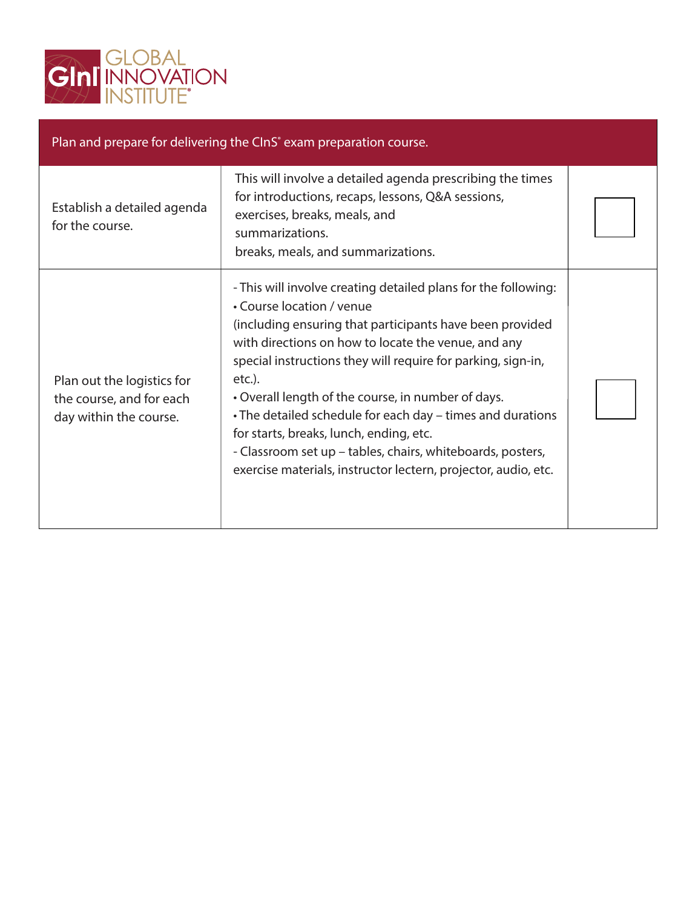| Plan and prepare for delivering the CInS® exam preparation course. | | |
|---|---|---|
| Establish a detailed agenda for the course. | This will involve a detailed agenda prescribing the times for introductions, recaps, lessons, Q&A sessions, exercises, breaks, meals, and summarizations. breaks, meals, and summarizations. | ☐ |
| Plan out the logistics for the course, and for each day within the course. | - This will involve creating detailed plans for the following:<br>• Course location / venue (including ensuring that participants have been provided with directions on how to locate the venue, and any special instructions they will require for parking, sign-in, etc.).<br>• Overall length of the course, in number of days.<br>• The detailed schedule for each day – times and durations for starts, breaks, lunch, ending, etc.<br>- Classroom set up – tables, chairs, whiteboards, posters, exercise materials, instructor lectern, projector, audio, etc. | ☐ |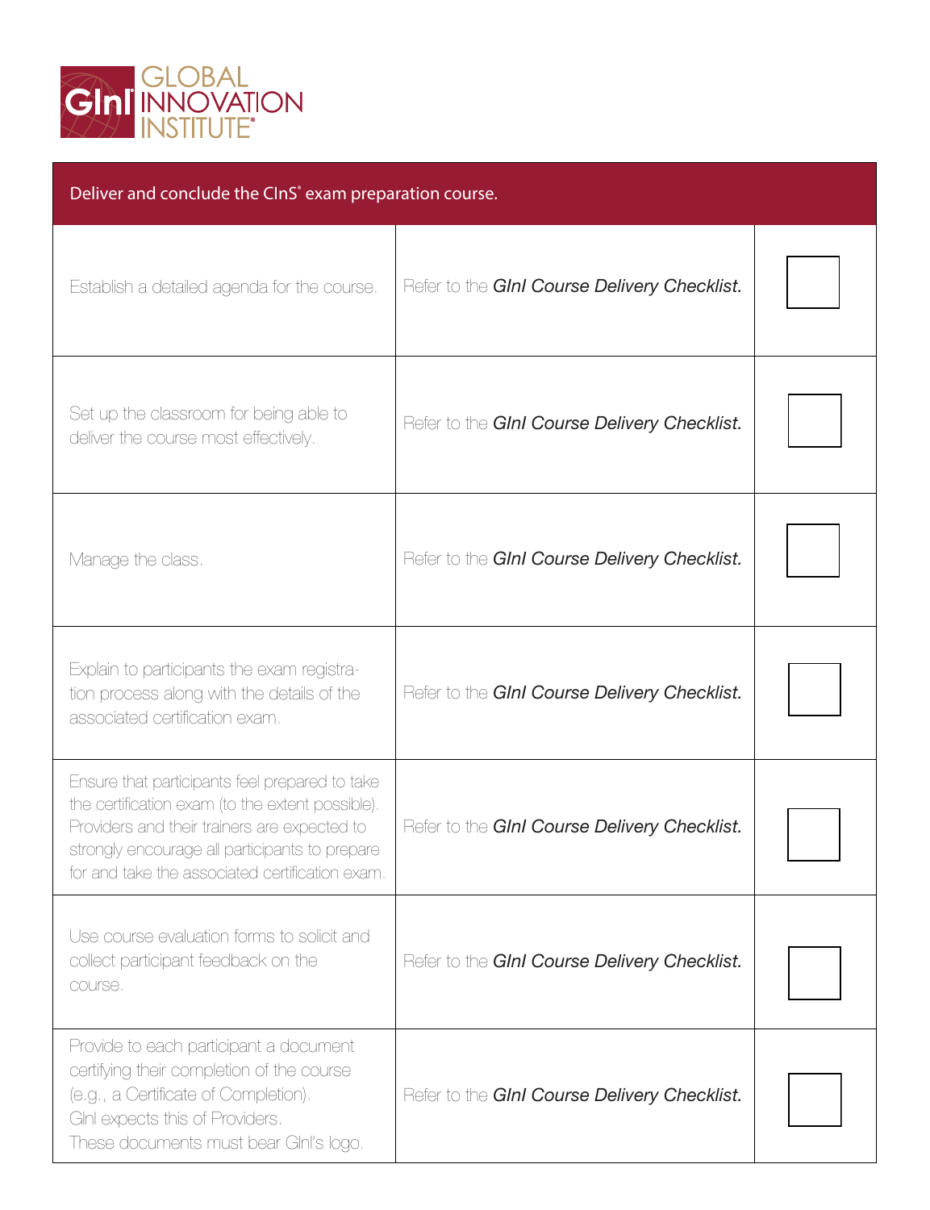| Deliver and conclude the CInS® exam preparation course. | | |
|---|---|---|
| Establish a detailed agenda for the course. | Refer to the ***GInI Course Delivery Checklist.*** | ☐ |
| Set up the classroom for being able to deliver the course most effectively. | Refer to the ***GInI Course Delivery Checklist.*** | ☐ |
| Manage the class. | Refer to the ***GInI Course Delivery Checklist.*** | ☐ |
| Explain to participants the exam registration process along with the details of the associated certification exam. | Refer to the ***GInI Course Delivery Checklist.*** | ☐ |
| Ensure that participants feel prepared to take the certification exam (to the extent possible). Providers and their trainers are expected to strongly encourage all participants to prepare for and take the associated certification exam. | Refer to the ***GInI Course Delivery Checklist.*** | ☐ |
| Use course evaluation forms to solicit and collect participant feedback on the course. | Refer to the ***GInI Course Delivery Checklist.*** | ☐ |
| Provide to each participant a document certifying their completion of the course (e.g., a Certificate of Completion). GInI expects this of Providers. These documents must bear GInI's logo. | Refer to the ***GInI Course Delivery Checklist.*** | ☐ |